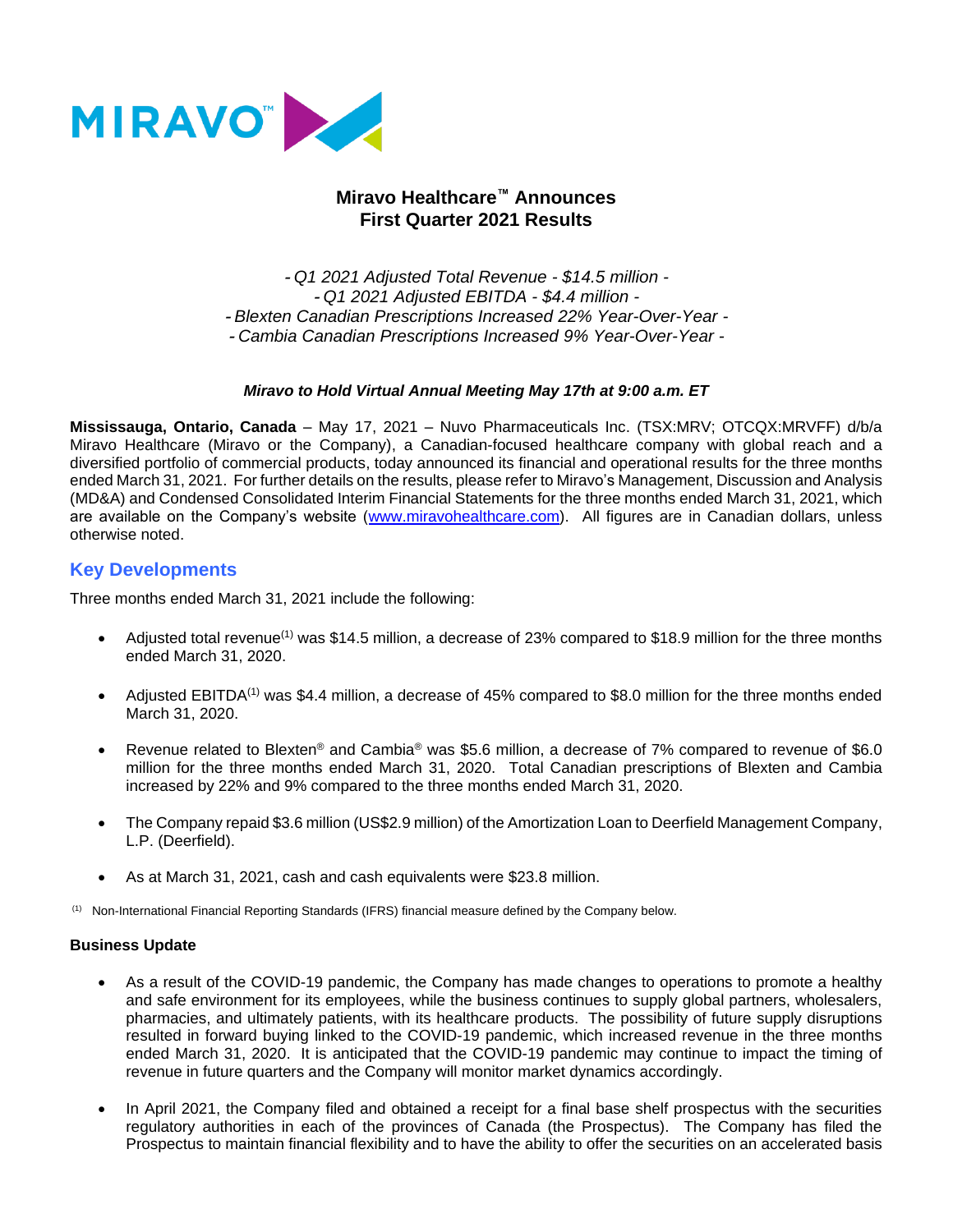# Miravo Healthcare™ Announces First Quarter 2021 Results

*- Q1 2021 Adjusted Total Revenue - $14.5 million -*
*- Q1 2021 Adjusted EBITDA - $4.4 million -*
*- Blexten Canadian Prescriptions Increased 22% Year-Over-Year -*
*- Cambia Canadian Prescriptions Increased 9% Year-Over-Year -*

***Miravo to Hold Virtual Annual Meeting May 17th at 9:00 a.m. ET***

**Mississauga, Ontario, Canada** – May 17, 2021 – Nuvo Pharmaceuticals Inc. (TSX:MRV; OTCQX:MRVFF) d/b/a Miravo Healthcare (Miravo or the Company), a Canadian-focused healthcare company with global reach and a diversified portfolio of commercial products, today announced its financial and operational results for the three months ended March 31, 2021. For further details on the results, please refer to Miravo's Management, Discussion and Analysis (MD&A) and Condensed Consolidated Interim Financial Statements for the three months ended March 31, 2021, which are available on the Company's website (www.miravohealthcare.com). All figures are in Canadian dollars, unless otherwise noted.

## Key Developments

Three months ended March 31, 2021 include the following:

- Adjusted total revenue[1] was $14.5 million, a decrease of 23% compared to $18.9 million for the three months ended March 31, 2020.
- Adjusted EBITDA[1] was $4.4 million, a decrease of 45% compared to $8.0 million for the three months ended March 31, 2020.
- Revenue related to Blexten® and Cambia® was $5.6 million, a decrease of 7% compared to revenue of $6.0 million for the three months ended March 31, 2020. Total Canadian prescriptions of Blexten and Cambia increased by 22% and 9% compared to the three months ended March 31, 2020.
- The Company repaid $3.6 million (US$2.9 million) of the Amortization Loan to Deerfield Management Company, L.P. (Deerfield).
- As at March 31, 2021, cash and cash equivalents were $23.8 million.

[1] Non-International Financial Reporting Standards (IFRS) financial measure defined by the Company below.

### Business Update

- As a result of the COVID-19 pandemic, the Company has made changes to operations to promote a healthy and safe environment for its employees, while the business continues to supply global partners, wholesalers, pharmacies, and ultimately patients, with its healthcare products. The possibility of future supply disruptions resulted in forward buying linked to the COVID-19 pandemic, which increased revenue in the three months ended March 31, 2020. It is anticipated that the COVID-19 pandemic may continue to impact the timing of revenue in future quarters and the Company will monitor market dynamics accordingly.
- In April 2021, the Company filed and obtained a receipt for a final base shelf prospectus with the securities regulatory authorities in each of the provinces of Canada (the Prospectus). The Company has filed the Prospectus to maintain financial flexibility and to have the ability to offer the securities on an accelerated basis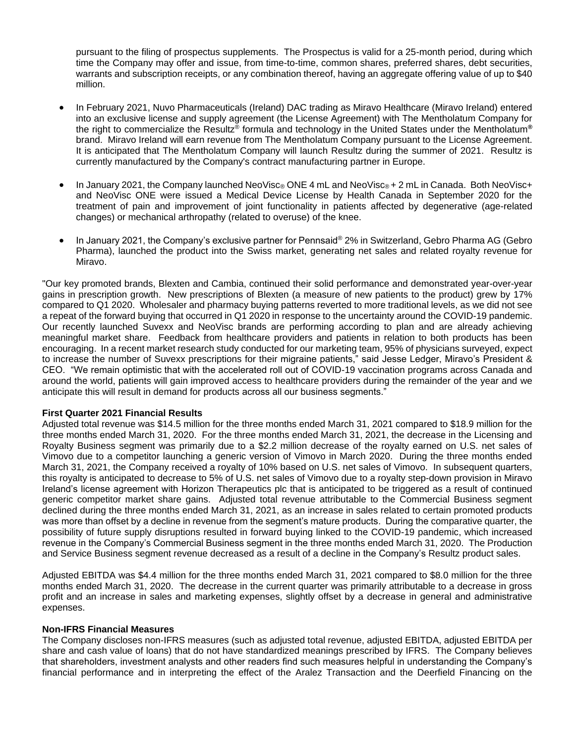pursuant to the filing of prospectus supplements. The Prospectus is valid for a 25-month period, during which time the Company may offer and issue, from time-to-time, common shares, preferred shares, debt securities, warrants and subscription receipts, or any combination thereof, having an aggregate offering value of up to $40 million.

- In February 2021, Nuvo Pharmaceuticals (Ireland) DAC trading as Miravo Healthcare (Miravo Ireland) entered into an exclusive license and supply agreement (the License Agreement) with The Mentholatum Company for the right to commercialize the Resultz® formula and technology in the United States under the Mentholatum® brand. Miravo Ireland will earn revenue from The Mentholatum Company pursuant to the License Agreement. It is anticipated that The Mentholatum Company will launch Resultz during the summer of 2021. Resultz is currently manufactured by the Company's contract manufacturing partner in Europe.

- In January 2021, the Company launched NeoVisc® ONE 4 mL and NeoVisc® + 2 mL in Canada. Both NeoVisc+ and NeoVisc ONE were issued a Medical Device License by Health Canada in September 2020 for the treatment of pain and improvement of joint functionality in patients affected by degenerative (age-related changes) or mechanical arthropathy (related to overuse) of the knee.

- In January 2021, the Company's exclusive partner for Pennsaid® 2% in Switzerland, Gebro Pharma AG (Gebro Pharma), launched the product into the Swiss market, generating net sales and related royalty revenue for Miravo.

"Our key promoted brands, Blexten and Cambia, continued their solid performance and demonstrated year-over-year gains in prescription growth. New prescriptions of Blexten (a measure of new patients to the product) grew by 17% compared to Q1 2020. Wholesaler and pharmacy buying patterns reverted to more traditional levels, as we did not see a repeat of the forward buying that occurred in Q1 2020 in response to the uncertainty around the COVID-19 pandemic. Our recently launched Suvexx and NeoVisc brands are performing according to plan and are already achieving meaningful market share. Feedback from healthcare providers and patients in relation to both products has been encouraging. In a recent market research study conducted for our marketing team, 95% of physicians surveyed, expect to increase the number of Suvexx prescriptions for their migraine patients," said Jesse Ledger, Miravo's President & CEO. "We remain optimistic that with the accelerated roll out of COVID-19 vaccination programs across Canada and around the world, patients will gain improved access to healthcare providers during the remainder of the year and we anticipate this will result in demand for products across all our business segments."

**First Quarter 2021 Financial Results**

Adjusted total revenue was $14.5 million for the three months ended March 31, 2021 compared to $18.9 million for the three months ended March 31, 2020. For the three months ended March 31, 2021, the decrease in the Licensing and Royalty Business segment was primarily due to a $2.2 million decrease of the royalty earned on U.S. net sales of Vimovo due to a competitor launching a generic version of Vimovo in March 2020. During the three months ended March 31, 2021, the Company received a royalty of 10% based on U.S. net sales of Vimovo. In subsequent quarters, this royalty is anticipated to decrease to 5% of U.S. net sales of Vimovo due to a royalty step-down provision in Miravo Ireland's license agreement with Horizon Therapeutics plc that is anticipated to be triggered as a result of continued generic competitor market share gains. Adjusted total revenue attributable to the Commercial Business segment declined during the three months ended March 31, 2021, as an increase in sales related to certain promoted products was more than offset by a decline in revenue from the segment's mature products. During the comparative quarter, the possibility of future supply disruptions resulted in forward buying linked to the COVID-19 pandemic, which increased revenue in the Company's Commercial Business segment in the three months ended March 31, 2020. The Production and Service Business segment revenue decreased as a result of a decline in the Company's Resultz product sales.

Adjusted EBITDA was $4.4 million for the three months ended March 31, 2021 compared to $8.0 million for the three months ended March 31, 2020. The decrease in the current quarter was primarily attributable to a decrease in gross profit and an increase in sales and marketing expenses, slightly offset by a decrease in general and administrative expenses.

**Non-IFRS Financial Measures**

The Company discloses non-IFRS measures (such as adjusted total revenue, adjusted EBITDA, adjusted EBITDA per share and cash value of loans) that do not have standardized meanings prescribed by IFRS. The Company believes that shareholders, investment analysts and other readers find such measures helpful in understanding the Company's financial performance and in interpreting the effect of the Aralez Transaction and the Deerfield Financing on the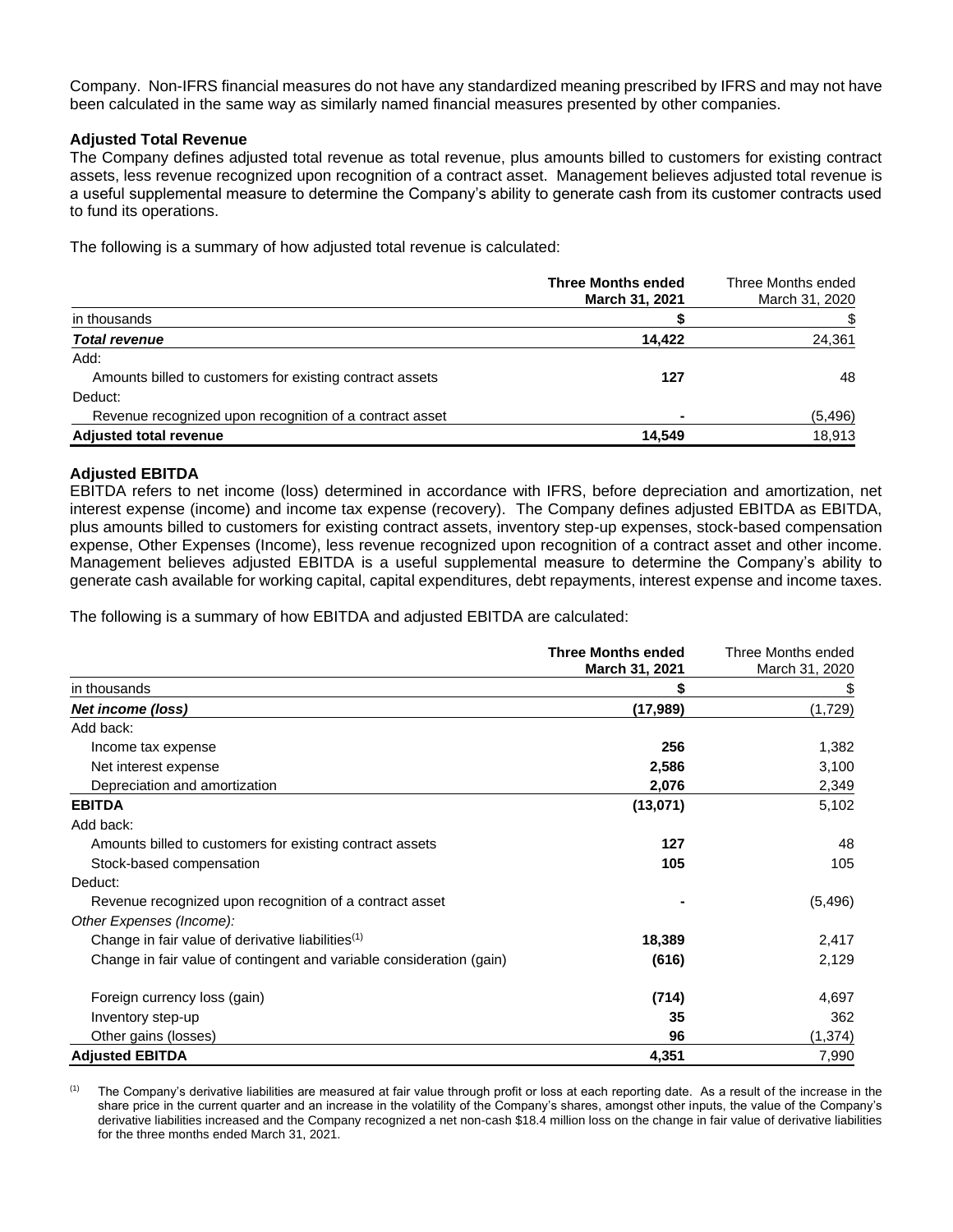Company. Non-IFRS financial measures do not have any standardized meaning prescribed by IFRS and may not have been calculated in the same way as similarly named financial measures presented by other companies.

**Adjusted Total Revenue**

The Company defines adjusted total revenue as total revenue, plus amounts billed to customers for existing contract assets, less revenue recognized upon recognition of a contract asset. Management believes adjusted total revenue is a useful supplemental measure to determine the Company's ability to generate cash from its customer contracts used to fund its operations.

The following is a summary of how adjusted total revenue is calculated:

| | **Three Months ended March 31, 2021** | Three Months ended March 31, 2020 |
|---|---|---|
| in thousands | **$** | $ |
| ***Total revenue*** | **14,422** | 24,361 |
| Add: | | |
| Amounts billed to customers for existing contract assets | **127** | 48 |
| Deduct: | | |
| Revenue recognized upon recognition of a contract asset | **-** | (5,496) |
| **Adjusted total revenue** | **14,549** | 18,913 |

**Adjusted EBITDA**

EBITDA refers to net income (loss) determined in accordance with IFRS, before depreciation and amortization, net interest expense (income) and income tax expense (recovery). The Company defines adjusted EBITDA as EBITDA, plus amounts billed to customers for existing contract assets, inventory step-up expenses, stock-based compensation expense, Other Expenses (Income), less revenue recognized upon recognition of a contract asset and other income. Management believes adjusted EBITDA is a useful supplemental measure to determine the Company's ability to generate cash available for working capital, capital expenditures, debt repayments, interest expense and income taxes.

The following is a summary of how EBITDA and adjusted EBITDA are calculated:

| | **Three Months ended March 31, 2021** | Three Months ended March 31, 2020 |
|---|---|---|
| in thousands | **$** | $ |
| ***Net income (loss)*** | **(17,989)** | (1,729) |
| Add back: | | |
| Income tax expense | **256** | 1,382 |
| Net interest expense | **2,586** | 3,100 |
| Depreciation and amortization | **2,076** | 2,349 |
| **EBITDA** | **(13,071)** | 5,102 |
| Add back: | | |
| Amounts billed to customers for existing contract assets | **127** | 48 |
| Stock-based compensation | **105** | 105 |
| Deduct: | | |
| Revenue recognized upon recognition of a contract asset | **-** | (5,496) |
| *Other Expenses (Income):* | | |
| Change in fair value of derivative liabilities[1] | **18,389** | 2,417 |
| Change in fair value of contingent and variable consideration (gain) | **(616)** | 2,129 |
| Foreign currency loss (gain) | **(714)** | 4,697 |
| Inventory step-up | **35** | 362 |
| Other gains (losses) | **96** | (1,374) |
| **Adjusted EBITDA** | **4,351** | 7,990 |

[1] The Company's derivative liabilities are measured at fair value through profit or loss at each reporting date. As a result of the increase in the share price in the current quarter and an increase in the volatility of the Company's shares, amongst other inputs, the value of the Company's derivative liabilities increased and the Company recognized a net non-cash $18.4 million loss on the change in fair value of derivative liabilities for the three months ended March 31, 2021.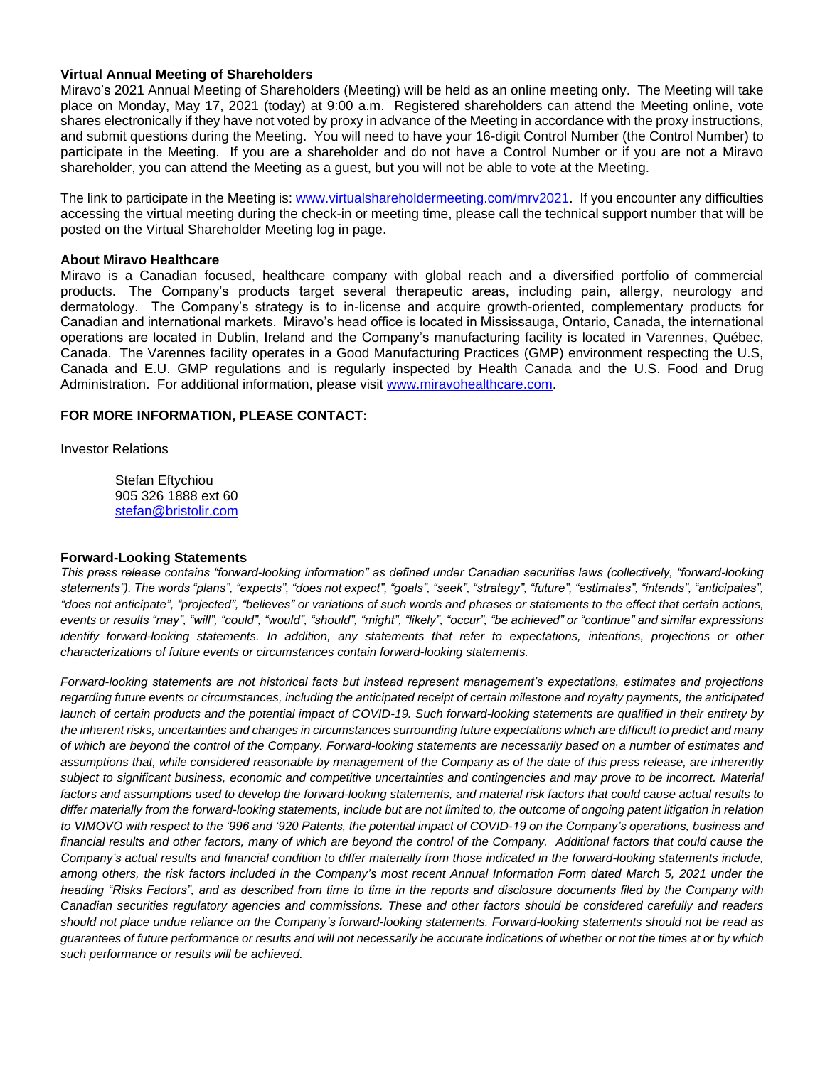### Virtual Annual Meeting of Shareholders

Miravo's 2021 Annual Meeting of Shareholders (Meeting) will be held as an online meeting only. The Meeting will take place on Monday, May 17, 2021 (today) at 9:00 a.m. Registered shareholders can attend the Meeting online, vote shares electronically if they have not voted by proxy in advance of the Meeting in accordance with the proxy instructions, and submit questions during the Meeting. You will need to have your 16-digit Control Number (the Control Number) to participate in the Meeting. If you are a shareholder and do not have a Control Number or if you are not a Miravo shareholder, you can attend the Meeting as a guest, but you will not be able to vote at the Meeting.

The link to participate in the Meeting is: www.virtualshareholdermeeting.com/mrv2021. If you encounter any difficulties accessing the virtual meeting during the check-in or meeting time, please call the technical support number that will be posted on the Virtual Shareholder Meeting log in page.

### About Miravo Healthcare

Miravo is a Canadian focused, healthcare company with global reach and a diversified portfolio of commercial products. The Company's products target several therapeutic areas, including pain, allergy, neurology and dermatology. The Company's strategy is to in-license and acquire growth-oriented, complementary products for Canadian and international markets. Miravo's head office is located in Mississauga, Ontario, Canada, the international operations are located in Dublin, Ireland and the Company's manufacturing facility is located in Varennes, Québec, Canada. The Varennes facility operates in a Good Manufacturing Practices (GMP) environment respecting the U.S, Canada and E.U. GMP regulations and is regularly inspected by Health Canada and the U.S. Food and Drug Administration. For additional information, please visit www.miravohealthcare.com.

### FOR MORE INFORMATION, PLEASE CONTACT:

Investor Relations

Stefan Eftychiou
905 326 1888 ext 60
stefan@bristolir.com

### Forward-Looking Statements

*This press release contains "forward-looking information" as defined under Canadian securities laws (collectively, "forward-looking statements"). The words "plans", "expects", "does not expect", "goals", "seek", "strategy", "future", "estimates", "intends", "anticipates", "does not anticipate", "projected", "believes" or variations of such words and phrases or statements to the effect that certain actions, events or results "may", "will", "could", "would", "should", "might", "likely", "occur", "be achieved" or "continue" and similar expressions identify forward-looking statements. In addition, any statements that refer to expectations, intentions, projections or other characterizations of future events or circumstances contain forward-looking statements.*

*Forward-looking statements are not historical facts but instead represent management's expectations, estimates and projections regarding future events or circumstances, including the anticipated receipt of certain milestone and royalty payments, the anticipated launch of certain products and the potential impact of COVID-19. Such forward-looking statements are qualified in their entirety by the inherent risks, uncertainties and changes in circumstances surrounding future expectations which are difficult to predict and many of which are beyond the control of the Company. Forward-looking statements are necessarily based on a number of estimates and assumptions that, while considered reasonable by management of the Company as of the date of this press release, are inherently subject to significant business, economic and competitive uncertainties and contingencies and may prove to be incorrect. Material factors and assumptions used to develop the forward-looking statements, and material risk factors that could cause actual results to differ materially from the forward-looking statements, include but are not limited to, the outcome of ongoing patent litigation in relation to VIMOVO with respect to the '996 and '920 Patents, the potential impact of COVID-19 on the Company's operations, business and financial results and other factors, many of which are beyond the control of the Company. Additional factors that could cause the Company's actual results and financial condition to differ materially from those indicated in the forward-looking statements include, among others, the risk factors included in the Company's most recent Annual Information Form dated March 5, 2021 under the heading "Risks Factors", and as described from time to time in the reports and disclosure documents filed by the Company with Canadian securities regulatory agencies and commissions. These and other factors should be considered carefully and readers should not place undue reliance on the Company's forward-looking statements. Forward-looking statements should not be read as guarantees of future performance or results and will not necessarily be accurate indications of whether or not the times at or by which such performance or results will be achieved.*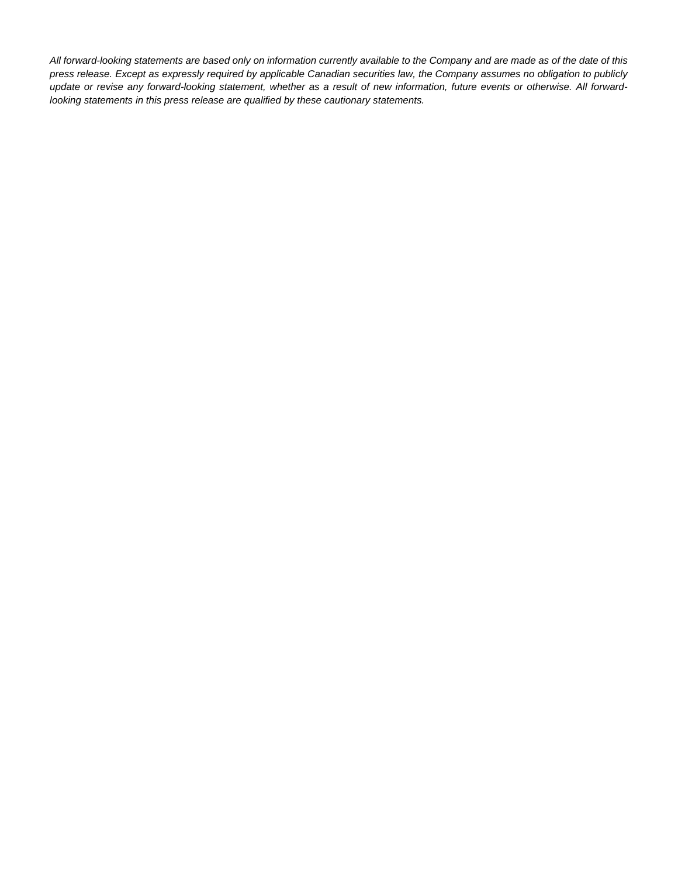*All forward-looking statements are based only on information currently available to the Company and are made as of the date of this press release. Except as expressly required by applicable Canadian securities law, the Company assumes no obligation to publicly update or revise any forward-looking statement, whether as a result of new information, future events or otherwise. All forward-looking statements in this press release are qualified by these cautionary statements.*